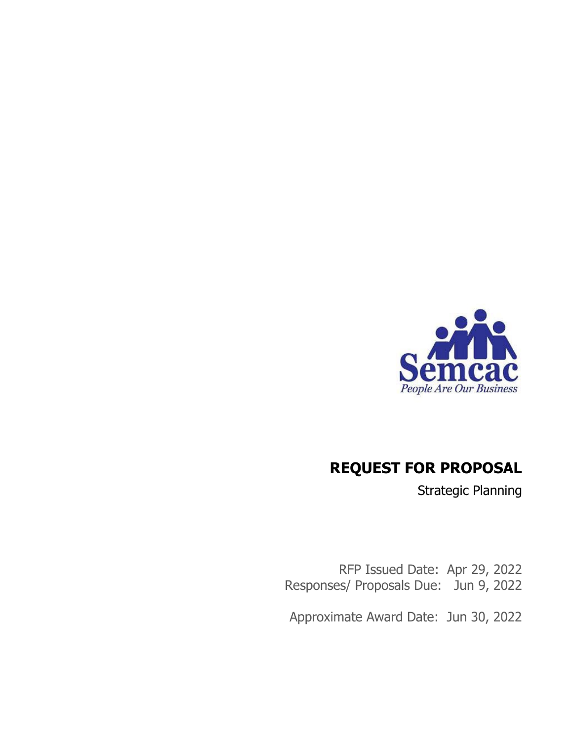Semcac

People Are Our Business

# REQUEST FOR PROPOSAL

Strategic Planning

RFP Issued Date: Apr 29, 2022
Responses/ Proposals Due: Jun 9, 2022

Approximate Award Date: Jun 30, 2022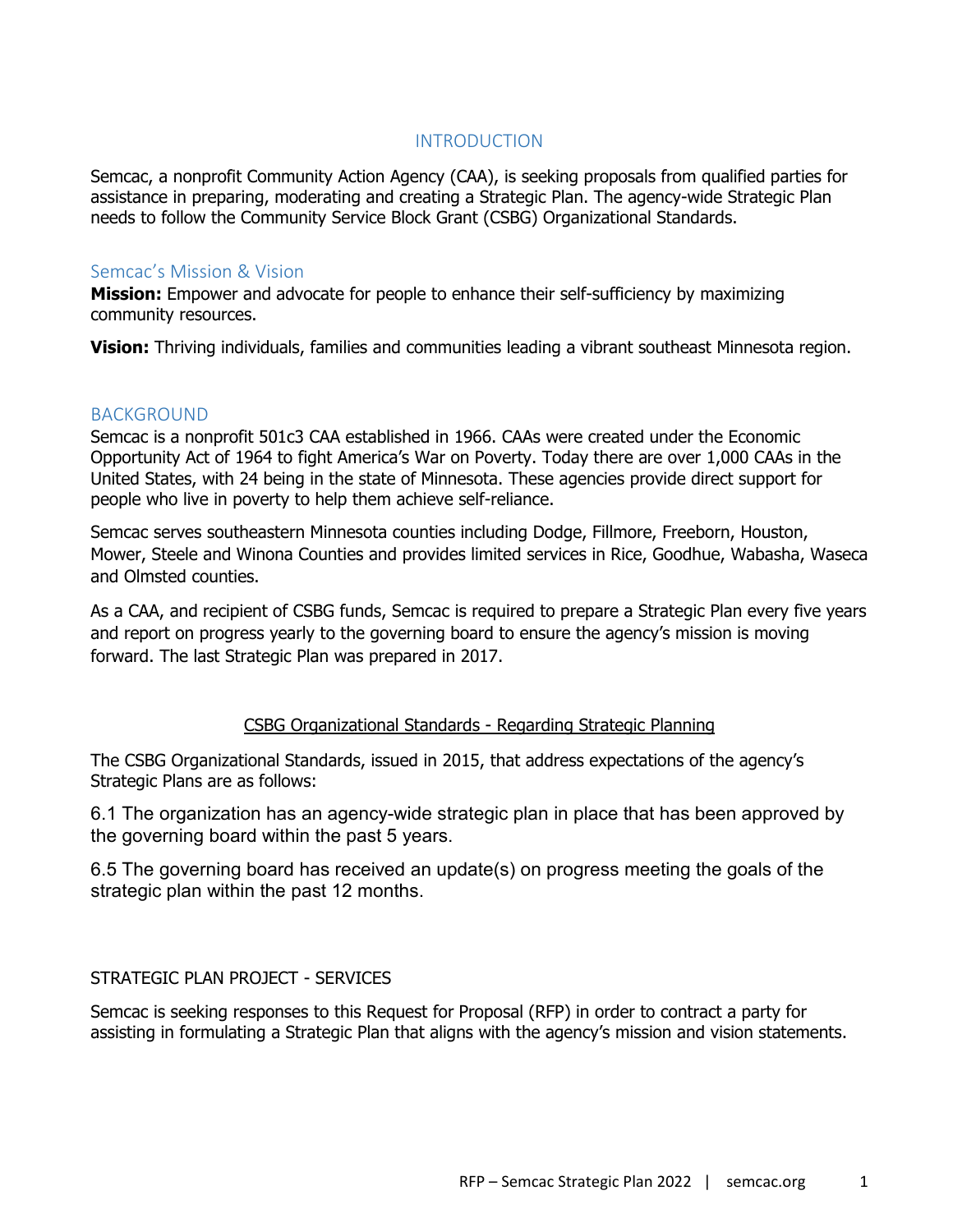## INTRODUCTION

Semcac, a nonprofit Community Action Agency (CAA), is seeking proposals from qualified parties for assistance in preparing, moderating and creating a Strategic Plan. The agency-wide Strategic Plan needs to follow the Community Service Block Grant (CSBG) Organizational Standards.

### Semcac's Mission & Vision

**Mission:** Empower and advocate for people to enhance their self-sufficiency by maximizing community resources.

**Vision:** Thriving individuals, families and communities leading a vibrant southeast Minnesota region.

## BACKGROUND

Semcac is a nonprofit 501c3 CAA established in 1966. CAAs were created under the Economic Opportunity Act of 1964 to fight America's War on Poverty. Today there are over 1,000 CAAs in the United States, with 24 being in the state of Minnesota. These agencies provide direct support for people who live in poverty to help them achieve self-reliance.

Semcac serves southeastern Minnesota counties including Dodge, Fillmore, Freeborn, Houston, Mower, Steele and Winona Counties and provides limited services in Rice, Goodhue, Wabasha, Waseca and Olmsted counties.

As a CAA, and recipient of CSBG funds, Semcac is required to prepare a Strategic Plan every five years and report on progress yearly to the governing board to ensure the agency's mission is moving forward. The last Strategic Plan was prepared in 2017.

### CSBG Organizational Standards - Regarding Strategic Planning

The CSBG Organizational Standards, issued in 2015, that address expectations of the agency's Strategic Plans are as follows:

6.1 The organization has an agency-wide strategic plan in place that has been approved by the governing board within the past 5 years.

6.5 The governing board has received an update(s) on progress meeting the goals of the strategic plan within the past 12 months.

## STRATEGIC PLAN PROJECT - SERVICES

Semcac is seeking responses to this Request for Proposal (RFP) in order to contract a party for assisting in formulating a Strategic Plan that aligns with the agency's mission and vision statements.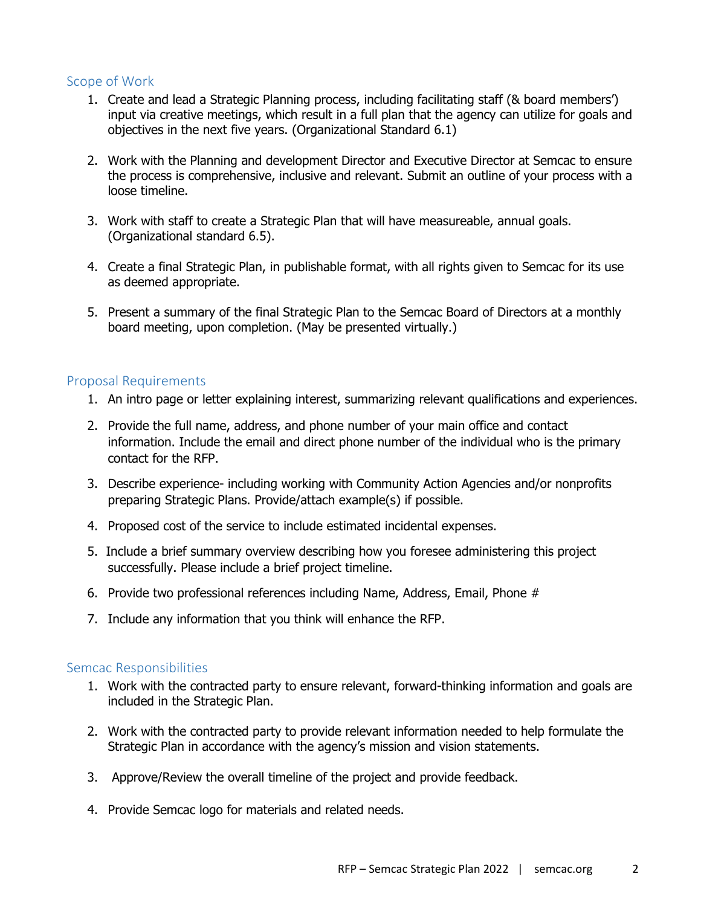## Scope of Work

1. Create and lead a Strategic Planning process, including facilitating staff (& board members') input via creative meetings, which result in a full plan that the agency can utilize for goals and objectives in the next five years. (Organizational Standard 6.1)

2. Work with the Planning and development Director and Executive Director at Semcac to ensure the process is comprehensive, inclusive and relevant. Submit an outline of your process with a loose timeline.

3. Work with staff to create a Strategic Plan that will have measureable, annual goals. (Organizational standard 6.5).

4. Create a final Strategic Plan, in publishable format, with all rights given to Semcac for its use as deemed appropriate.

5. Present a summary of the final Strategic Plan to the Semcac Board of Directors at a monthly board meeting, upon completion. (May be presented virtually.)

## Proposal Requirements

1. An intro page or letter explaining interest, summarizing relevant qualifications and experiences.

2. Provide the full name, address, and phone number of your main office and contact information. Include the email and direct phone number of the individual who is the primary contact for the RFP.

3. Describe experience- including working with Community Action Agencies and/or nonprofits preparing Strategic Plans. Provide/attach example(s) if possible.

4. Proposed cost of the service to include estimated incidental expenses.

5. Include a brief summary overview describing how you foresee administering this project successfully. Please include a brief project timeline.

6. Provide two professional references including Name, Address, Email, Phone #

7. Include any information that you think will enhance the RFP.

## Semcac Responsibilities

1. Work with the contracted party to ensure relevant, forward-thinking information and goals are included in the Strategic Plan.

2. Work with the contracted party to provide relevant information needed to help formulate the Strategic Plan in accordance with the agency's mission and vision statements.

3. Approve/Review the overall timeline of the project and provide feedback.

4. Provide Semcac logo for materials and related needs.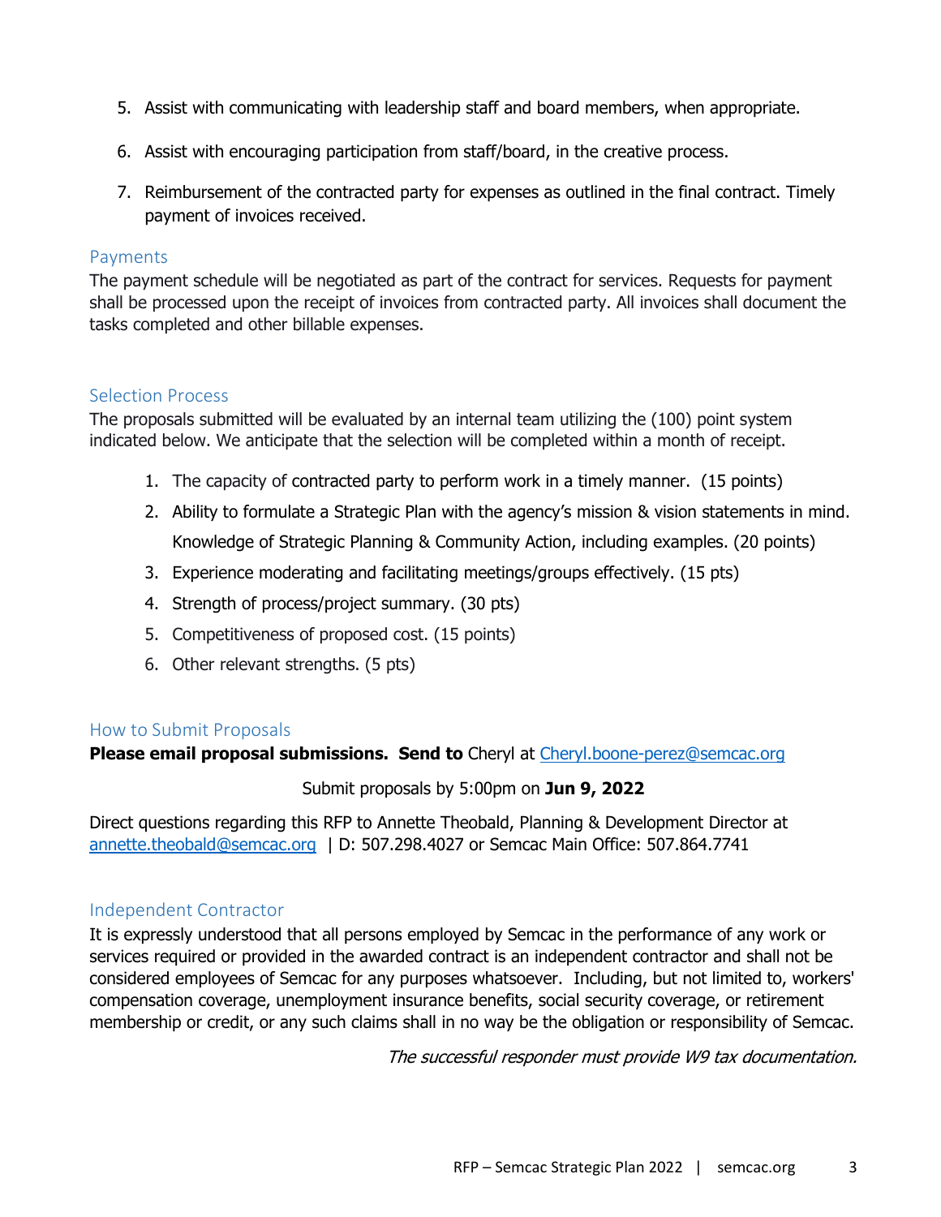5. Assist with communicating with leadership staff and board members, when appropriate.
6. Assist with encouraging participation from staff/board, in the creative process.
7. Reimbursement of the contracted party for expenses as outlined in the final contract. Timely payment of invoices received.

## Payments

The payment schedule will be negotiated as part of the contract for services. Requests for payment shall be processed upon the receipt of invoices from contracted party. All invoices shall document the tasks completed and other billable expenses.

## Selection Process

The proposals submitted will be evaluated by an internal team utilizing the (100) point system indicated below. We anticipate that the selection will be completed within a month of receipt.

1. The capacity of contracted party to perform work in a timely manner. (15 points)
2. Ability to formulate a Strategic Plan with the agency's mission & vision statements in mind. Knowledge of Strategic Planning & Community Action, including examples. (20 points)
3. Experience moderating and facilitating meetings/groups effectively. (15 pts)
4. Strength of process/project summary. (30 pts)
5. Competitiveness of proposed cost. (15 points)
6. Other relevant strengths. (5 pts)

## How to Submit Proposals

**Please email proposal submissions. Send to** Cheryl at Cheryl.boone-perez@semcac.org

Submit proposals by 5:00pm on **Jun 9, 2022**

Direct questions regarding this RFP to Annette Theobald, Planning & Development Director at annette.theobald@semcac.org | D: 507.298.4027 or Semcac Main Office: 507.864.7741

## Independent Contractor

It is expressly understood that all persons employed by Semcac in the performance of any work or services required or provided in the awarded contract is an independent contractor and shall not be considered employees of Semcac for any purposes whatsoever. Including, but not limited to, workers' compensation coverage, unemployment insurance benefits, social security coverage, or retirement membership or credit, or any such claims shall in no way be the obligation or responsibility of Semcac.

*The successful responder must provide W9 tax documentation.*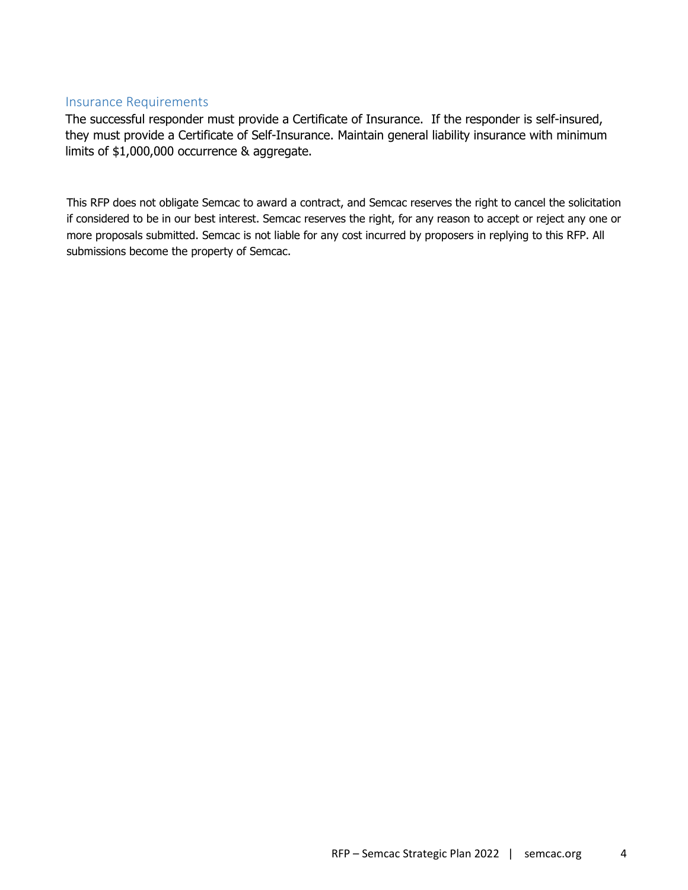## Insurance Requirements

The successful responder must provide a Certificate of Insurance. If the responder is self-insured, they must provide a Certificate of Self-Insurance. Maintain general liability insurance with minimum limits of $1,000,000 occurrence & aggregate.

This RFP does not obligate Semcac to award a contract, and Semcac reserves the right to cancel the solicitation if considered to be in our best interest. Semcac reserves the right, for any reason to accept or reject any one or more proposals submitted. Semcac is not liable for any cost incurred by proposers in replying to this RFP. All submissions become the property of Semcac.